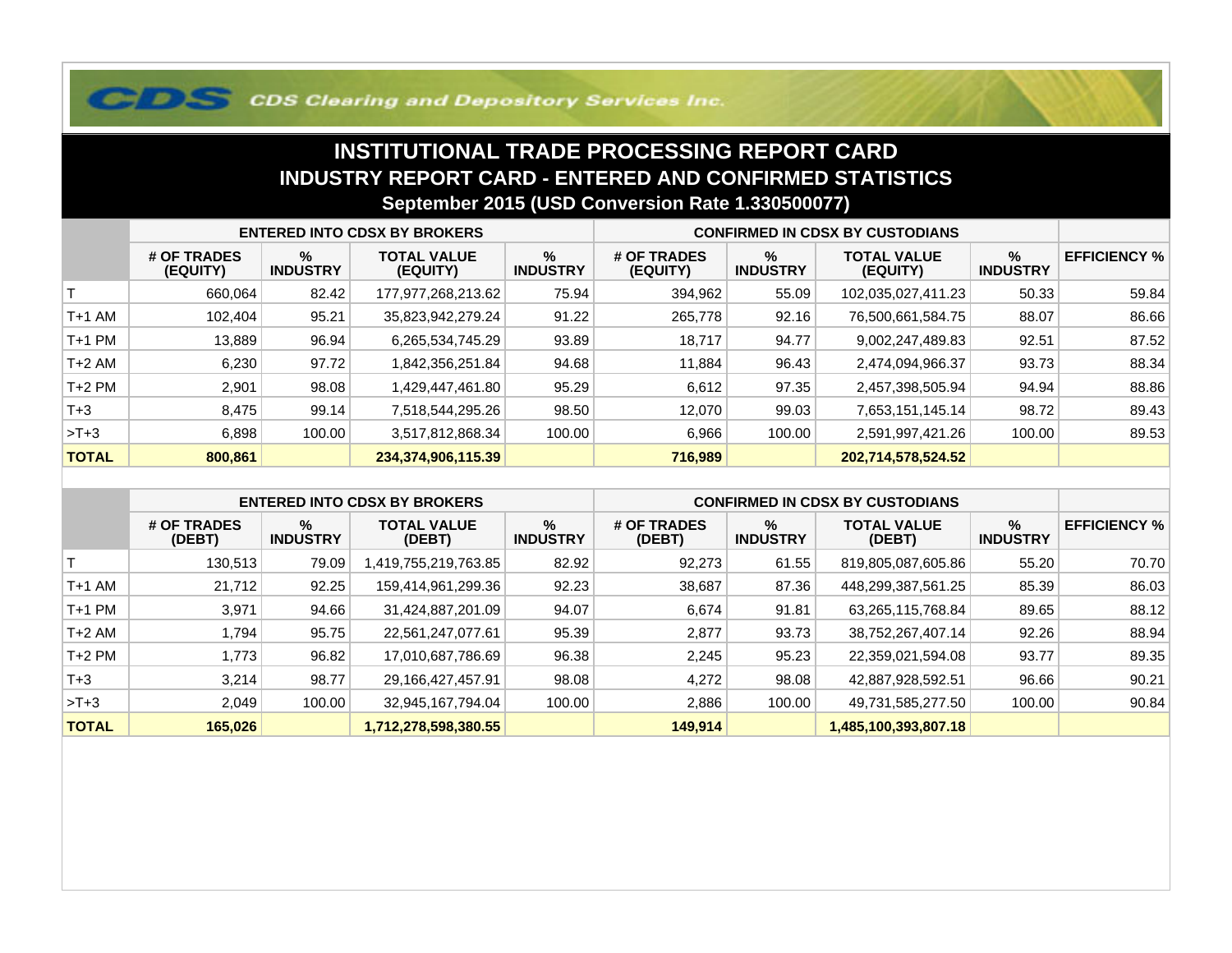CDS Clearing and Depository Services Inc.

# INSTITUTIONAL TRADE PROCESSING REPORT CARD

## INDUSTRY REPORT CARD - ENTERED AND CONFIRMED STATISTICS

### September 2015 (USD Conversion Rate 1.330500077)

| | ENTERED INTO CDSX BY BROKERS | | | | CONFIRMED IN CDSX BY CUSTODIANS | | | | |
|---|---|---|---|---|---|---|---|---|---|
| | # OF TRADES (EQUITY) | % INDUSTRY | TOTAL VALUE (EQUITY) | % INDUSTRY | # OF TRADES (EQUITY) | % INDUSTRY | TOTAL VALUE (EQUITY) | % INDUSTRY | EFFICIENCY % |
| T | 660,064 | 82.42 | 177,977,268,213.62 | 75.94 | 394,962 | 55.09 | 102,035,027,411.23 | 50.33 | 59.84 |
| T+1 AM | 102,404 | 95.21 | 35,823,942,279.24 | 91.22 | 265,778 | 92.16 | 76,500,661,584.75 | 88.07 | 86.66 |
| T+1 PM | 13,889 | 96.94 | 6,265,534,745.29 | 93.89 | 18,717 | 94.77 | 9,002,247,489.83 | 92.51 | 87.52 |
| T+2 AM | 6,230 | 97.72 | 1,842,356,251.84 | 94.68 | 11,884 | 96.43 | 2,474,094,966.37 | 93.73 | 88.34 |
| T+2 PM | 2,901 | 98.08 | 1,429,447,461.80 | 95.29 | 6,612 | 97.35 | 2,457,398,505.94 | 94.94 | 88.86 |
| T+3 | 8,475 | 99.14 | 7,518,544,295.26 | 98.50 | 12,070 | 99.03 | 7,653,151,145.14 | 98.72 | 89.43 |
| >T+3 | 6,898 | 100.00 | 3,517,812,868.34 | 100.00 | 6,966 | 100.00 | 2,591,997,421.26 | 100.00 | 89.53 |
| **TOTAL** | **800,861** | | **234,374,906,115.39** | | **716,989** | | **202,714,578,524.52** | | |

| | ENTERED INTO CDSX BY BROKERS | | | | CONFIRMED IN CDSX BY CUSTODIANS | | | | |
|---|---|---|---|---|---|---|---|---|---|
| | # OF TRADES (DEBT) | % INDUSTRY | TOTAL VALUE (DEBT) | % INDUSTRY | # OF TRADES (DEBT) | % INDUSTRY | TOTAL VALUE (DEBT) | % INDUSTRY | EFFICIENCY % |
| T | 130,513 | 79.09 | 1,419,755,219,763.85 | 82.92 | 92,273 | 61.55 | 819,805,087,605.86 | 55.20 | 70.70 |
| T+1 AM | 21,712 | 92.25 | 159,414,961,299.36 | 92.23 | 38,687 | 87.36 | 448,299,387,561.25 | 85.39 | 86.03 |
| T+1 PM | 3,971 | 94.66 | 31,424,887,201.09 | 94.07 | 6,674 | 91.81 | 63,265,115,768.84 | 89.65 | 88.12 |
| T+2 AM | 1,794 | 95.75 | 22,561,247,077.61 | 95.39 | 2,877 | 93.73 | 38,752,267,407.14 | 92.26 | 88.94 |
| T+2 PM | 1,773 | 96.82 | 17,010,687,786.69 | 96.38 | 2,245 | 95.23 | 22,359,021,594.08 | 93.77 | 89.35 |
| T+3 | 3,214 | 98.77 | 29,166,427,457.91 | 98.08 | 4,272 | 98.08 | 42,887,928,592.51 | 96.66 | 90.21 |
| >T+3 | 2,049 | 100.00 | 32,945,167,794.04 | 100.00 | 2,886 | 100.00 | 49,731,585,277.50 | 100.00 | 90.84 |
| **TOTAL** | **165,026** | | **1,712,278,598,380.55** | | **149,914** | | **1,485,100,393,807.18** | | |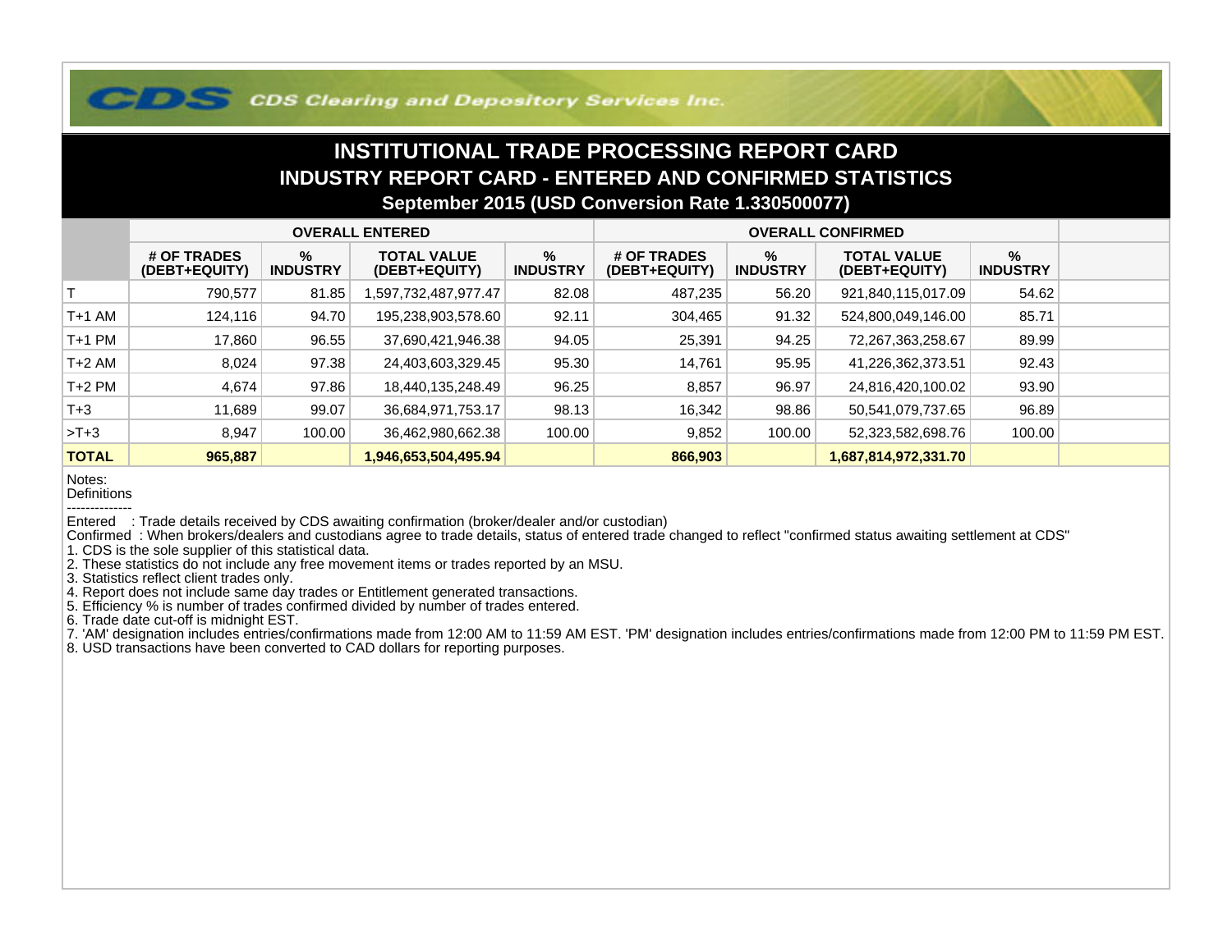CDS Clearing and Depository Services Inc.

# INSTITUTIONAL TRADE PROCESSING REPORT CARD

## INDUSTRY REPORT CARD - ENTERED AND CONFIRMED STATISTICS

### September 2015 (USD Conversion Rate 1.330500077)

| | OVERALL ENTERED | | | | OVERALL CONFIRMED | | | | |
|---|---|---|---|---|---|---|---|---|---|
| | # OF TRADES (DEBT+EQUITY) | % INDUSTRY | TOTAL VALUE (DEBT+EQUITY) | % INDUSTRY | # OF TRADES (DEBT+EQUITY) | % INDUSTRY | TOTAL VALUE (DEBT+EQUITY) | % INDUSTRY | |
| T | 790,577 | 81.85 | 1,597,732,487,977.47 | 82.08 | 487,235 | 56.20 | 921,840,115,017.09 | 54.62 | |
| T+1 AM | 124,116 | 94.70 | 195,238,903,578.60 | 92.11 | 304,465 | 91.32 | 524,800,049,146.00 | 85.71 | |
| T+1 PM | 17,860 | 96.55 | 37,690,421,946.38 | 94.05 | 25,391 | 94.25 | 72,267,363,258.67 | 89.99 | |
| T+2 AM | 8,024 | 97.38 | 24,403,603,329.45 | 95.30 | 14,761 | 95.95 | 41,226,362,373.51 | 92.43 | |
| T+2 PM | 4,674 | 97.86 | 18,440,135,248.49 | 96.25 | 8,857 | 96.97 | 24,816,420,100.02 | 93.90 | |
| T+3 | 11,689 | 99.07 | 36,684,971,753.17 | 98.13 | 16,342 | 98.86 | 50,541,079,737.65 | 96.89 | |
| >T+3 | 8,947 | 100.00 | 36,462,980,662.38 | 100.00 | 9,852 | 100.00 | 52,323,582,698.76 | 100.00 | |
| **TOTAL** | **965,887** | | **1,946,653,504,495.94** | | **866,903** | | **1,687,814,972,331.70** | | |

Notes:
Definitions
--------------
Entered : Trade details received by CDS awaiting confirmation (broker/dealer and/or custodian)
Confirmed : When brokers/dealers and custodians agree to trade details, status of entered trade changed to reflect "confirmed status awaiting settlement at CDS"
1. CDS is the sole supplier of this statistical data.
2. These statistics do not include any free movement items or trades reported by an MSU.
3. Statistics reflect client trades only.
4. Report does not include same day trades or Entitlement generated transactions.
5. Efficiency % is number of trades confirmed divided by number of trades entered.
6. Trade date cut-off is midnight EST.
7. 'AM' designation includes entries/confirmations made from 12:00 AM to 11:59 AM EST. 'PM' designation includes entries/confirmations made from 12:00 PM to 11:59 PM EST.
8. USD transactions have been converted to CAD dollars for reporting purposes.